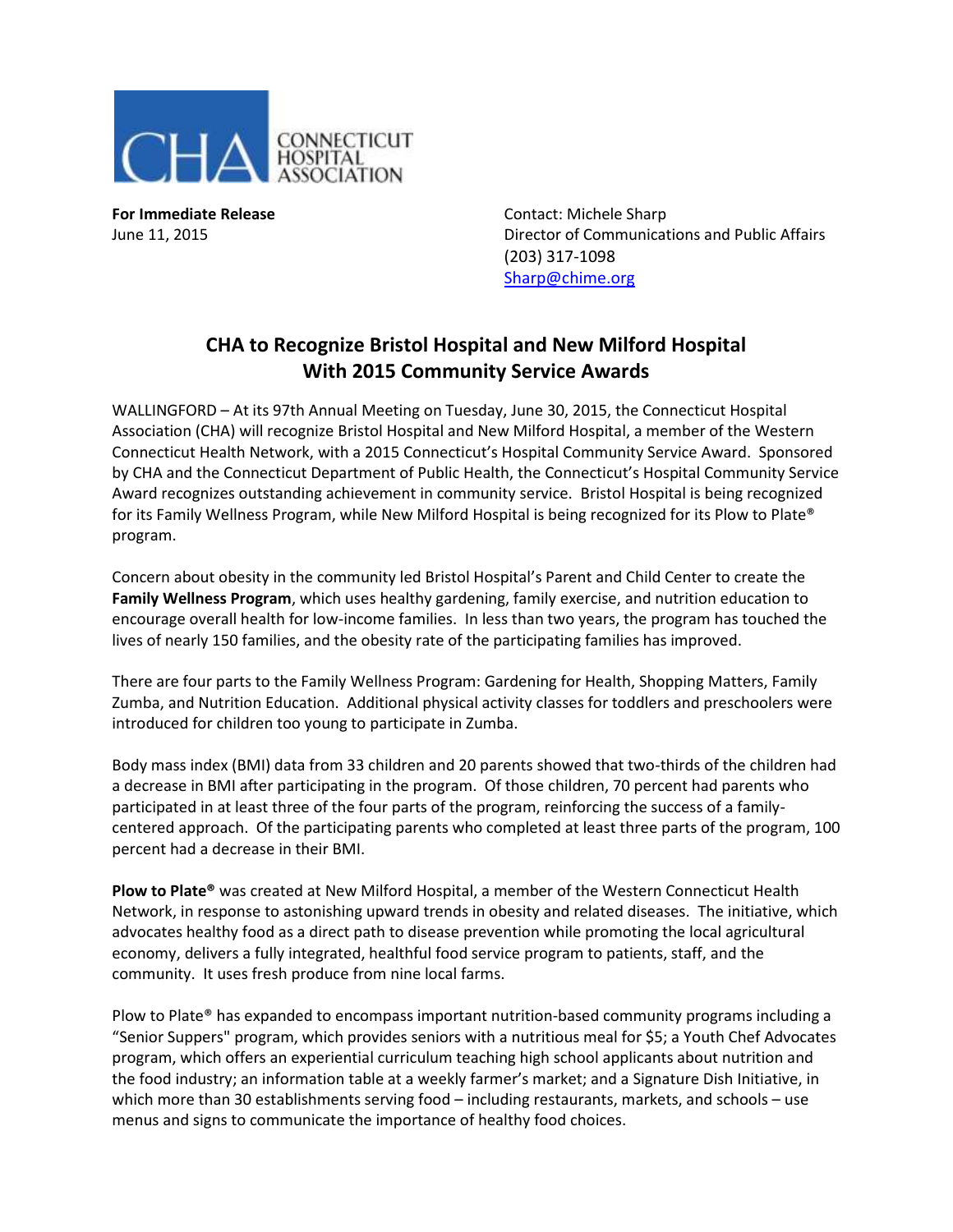CONNECTICUT HOSPITAL ASSOCIATION

**For Immediate Release**
June 11, 2015

Contact: Michele Sharp
Director of Communications and Public Affairs
(203) 317-1098
Sharp@chime.org

## CHA to Recognize Bristol Hospital and New Milford Hospital With 2015 Community Service Awards

WALLINGFORD – At its 97th Annual Meeting on Tuesday, June 30, 2015, the Connecticut Hospital Association (CHA) will recognize Bristol Hospital and New Milford Hospital, a member of the Western Connecticut Health Network, with a 2015 Connecticut's Hospital Community Service Award. Sponsored by CHA and the Connecticut Department of Public Health, the Connecticut's Hospital Community Service Award recognizes outstanding achievement in community service. Bristol Hospital is being recognized for its Family Wellness Program, while New Milford Hospital is being recognized for its Plow to Plate® program.

Concern about obesity in the community led Bristol Hospital's Parent and Child Center to create the **Family Wellness Program**, which uses healthy gardening, family exercise, and nutrition education to encourage overall health for low-income families. In less than two years, the program has touched the lives of nearly 150 families, and the obesity rate of the participating families has improved.

There are four parts to the Family Wellness Program: Gardening for Health, Shopping Matters, Family Zumba, and Nutrition Education. Additional physical activity classes for toddlers and preschoolers were introduced for children too young to participate in Zumba.

Body mass index (BMI) data from 33 children and 20 parents showed that two-thirds of the children had a decrease in BMI after participating in the program. Of those children, 70 percent had parents who participated in at least three of the four parts of the program, reinforcing the success of a family-centered approach. Of the participating parents who completed at least three parts of the program, 100 percent had a decrease in their BMI.

**Plow to Plate®** was created at New Milford Hospital, a member of the Western Connecticut Health Network, in response to astonishing upward trends in obesity and related diseases. The initiative, which advocates healthy food as a direct path to disease prevention while promoting the local agricultural economy, delivers a fully integrated, healthful food service program to patients, staff, and the community. It uses fresh produce from nine local farms.

Plow to Plate® has expanded to encompass important nutrition-based community programs including a "Senior Suppers" program, which provides seniors with a nutritious meal for $5; a Youth Chef Advocates program, which offers an experiential curriculum teaching high school applicants about nutrition and the food industry; an information table at a weekly farmer's market; and a Signature Dish Initiative, in which more than 30 establishments serving food – including restaurants, markets, and schools – use menus and signs to communicate the importance of healthy food choices.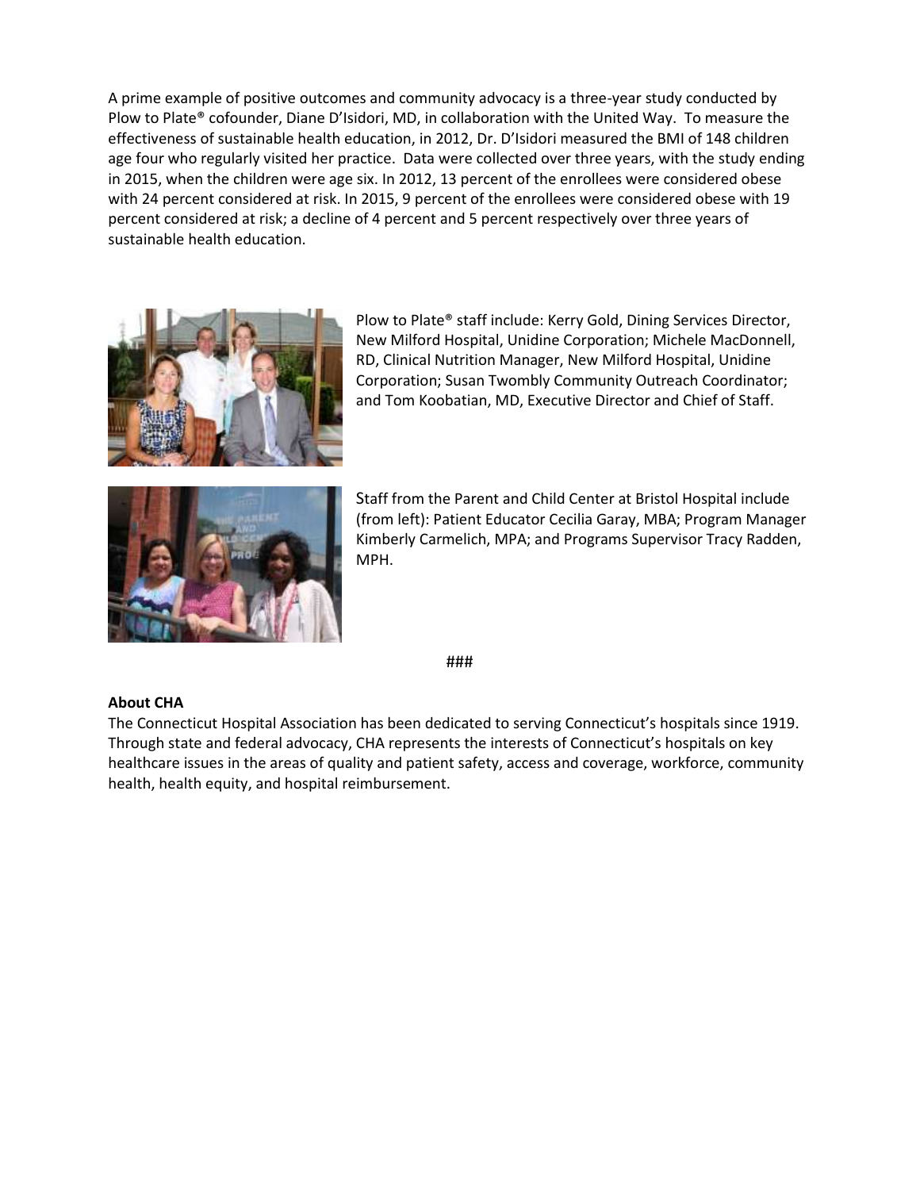A prime example of positive outcomes and community advocacy is a three-year study conducted by Plow to Plate® cofounder, Diane D'Isidori, MD, in collaboration with the United Way. To measure the effectiveness of sustainable health education, in 2012, Dr. D'Isidori measured the BMI of 148 children age four who regularly visited her practice. Data were collected over three years, with the study ending in 2015, when the children were age six. In 2012, 13 percent of the enrollees were considered obese with 24 percent considered at risk. In 2015, 9 percent of the enrollees were considered obese with 19 percent considered at risk; a decline of 4 percent and 5 percent respectively over three years of sustainable health education.

Plow to Plate® staff include: Kerry Gold, Dining Services Director, New Milford Hospital, Unidine Corporation; Michele MacDonnell, RD, Clinical Nutrition Manager, New Milford Hospital, Unidine Corporation; Susan Twombly Community Outreach Coordinator; and Tom Koobatian, MD, Executive Director and Chief of Staff.

Staff from the Parent and Child Center at Bristol Hospital include (from left): Patient Educator Cecilia Garay, MBA; Program Manager Kimberly Carmelich, MPA; and Programs Supervisor Tracy Radden, MPH.

###

**About CHA**

The Connecticut Hospital Association has been dedicated to serving Connecticut's hospitals since 1919. Through state and federal advocacy, CHA represents the interests of Connecticut's hospitals on key healthcare issues in the areas of quality and patient safety, access and coverage, workforce, community health, health equity, and hospital reimbursement.